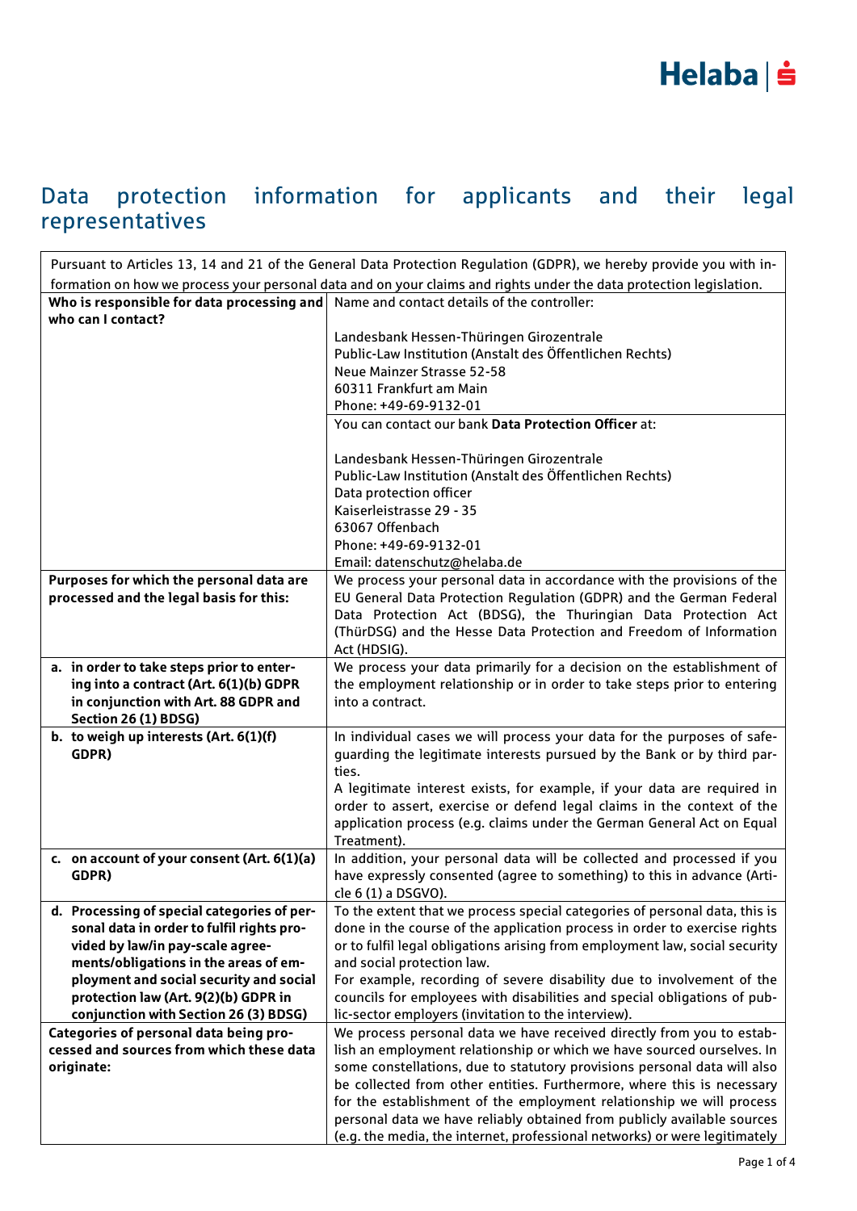# Data protection information for applicants and their legal representatives

| Pursuant to Articles 13, 14 and 21 of the General Data Protection Regulation (GDPR), we hereby provide you with information on how we process your personal data and on your claims and rights under the data protection legislation. | |
|---|---|
| **Who is responsible for data processing and who can I contact?** | Name and contact details of the controller:<br><br>Landesbank Hessen-Thüringen Girozentrale<br>Public-Law Institution (Anstalt des Öffentlichen Rechts)<br>Neue Mainzer Strasse 52-58<br>60311 Frankfurt am Main<br>Phone: +49-69-9132-01 |
| | You can contact our bank **Data Protection Officer** at:<br><br>Landesbank Hessen-Thüringen Girozentrale<br>Public-Law Institution (Anstalt des Öffentlichen Rechts)<br>Data protection officer<br>Kaiserleistrasse 29 - 35<br>63067 Offenbach<br>Phone: +49-69-9132-01<br>Email: datenschutz@helaba.de |
| **Purposes for which the personal data are processed and the legal basis for this:** | We process your personal data in accordance with the provisions of the EU General Data Protection Regulation (GDPR) and the German Federal Data Protection Act (BDSG), the Thuringian Data Protection Act (ThürDSG) and the Hesse Data Protection and Freedom of Information Act (HDSIG). |
| **a. in order to take steps prior to entering into a contract (Art. 6(1)(b) GDPR in conjunction with Art. 88 GDPR and Section 26 (1) BDSG)** | We process your data primarily for a decision on the establishment of the employment relationship or in order to take steps prior to entering into a contract. |
| **b. to weigh up interests (Art. 6(1)(f) GDPR)** | In individual cases we will process your data for the purposes of safeguarding the legitimate interests pursued by the Bank or by third parties.<br>A legitimate interest exists, for example, if your data are required in order to assert, exercise or defend legal claims in the context of the application process (e.g. claims under the German General Act on Equal Treatment). |
| **c. on account of your consent (Art. 6(1)(a) GDPR)** | In addition, your personal data will be collected and processed if you have expressly consented (agree to something) to this in advance (Article 6 (1) a DSGVO). |
| **d. Processing of special categories of personal data in order to fulfil rights provided by law/in pay-scale agreements/obligations in the areas of employment and social security and social protection law (Art. 9(2)(b) GDPR in conjunction with Section 26 (3) BDSG)** | To the extent that we process special categories of personal data, this is done in the course of the application process in order to exercise rights or to fulfil legal obligations arising from employment law, social security and social protection law.<br>For example, recording of severe disability due to involvement of the councils for employees with disabilities and special obligations of public-sector employers (invitation to the interview). |
| **Categories of personal data being processed and sources from which these data originate:** | We process personal data we have received directly from you to establish an employment relationship or which we have sourced ourselves. In some constellations, due to statutory provisions personal data will also be collected from other entities. Furthermore, where this is necessary for the establishment of the employment relationship we will process personal data we have reliably obtained from publicly available sources (e.g. the media, the internet, professional networks) or were legitimately |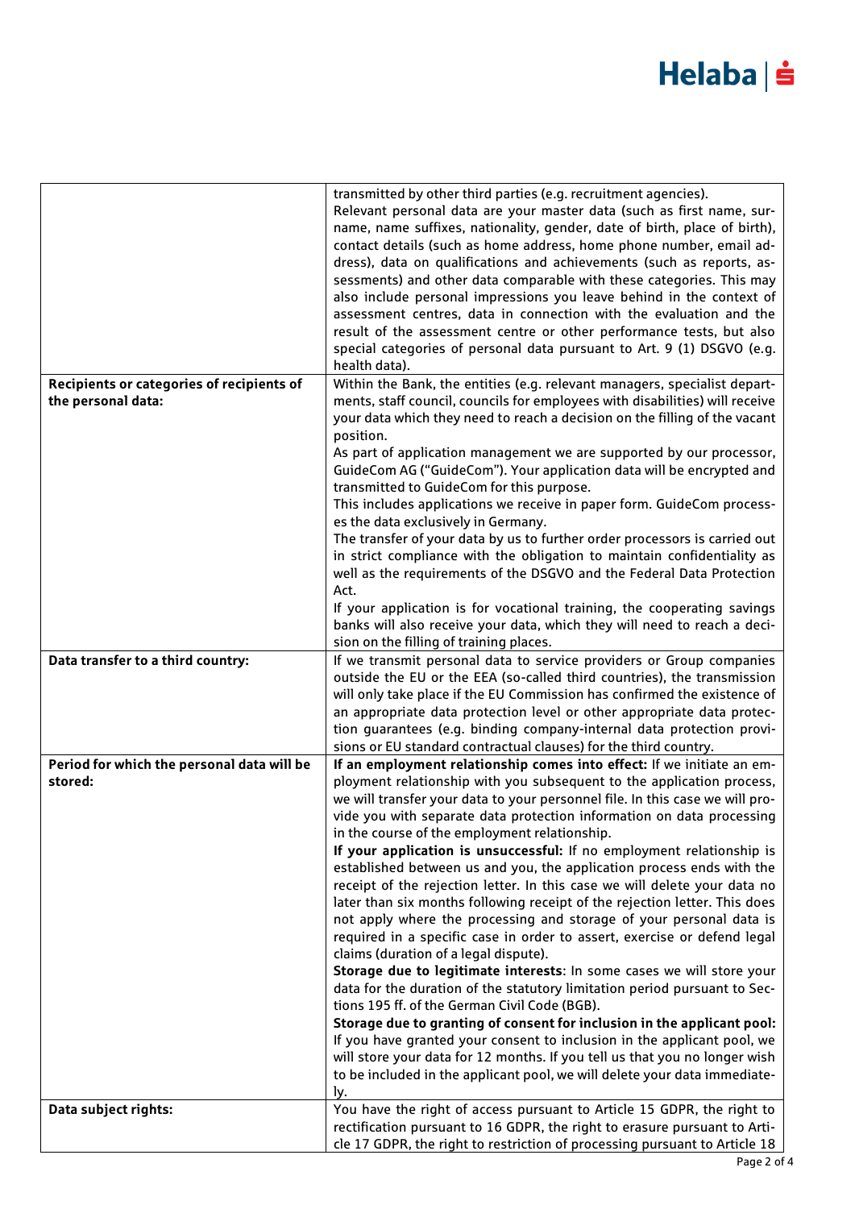| | |
|---|---|
| | transmitted by other third parties (e.g. recruitment agencies).<br>Relevant personal data are your master data (such as first name, surname, name suffixes, nationality, gender, date of birth, place of birth), contact details (such as home address, home phone number, email address), data on qualifications and achievements (such as reports, assessments) and other data comparable with these categories. This may also include personal impressions you leave behind in the context of assessment centres, data in connection with the evaluation and the result of the assessment centre or other performance tests, but also special categories of personal data pursuant to Art. 9 (1) DSGVO (e.g. health data). |
| **Recipients or categories of recipients of the personal data:** | Within the Bank, the entities (e.g. relevant managers, specialist departments, staff council, councils for employees with disabilities) will receive your data which they need to reach a decision on the filling of the vacant position.<br>As part of application management we are supported by our processor, GuideCom AG ("GuideCom"). Your application data will be encrypted and transmitted to GuideCom for this purpose.<br>This includes applications we receive in paper form. GuideCom processes the data exclusively in Germany.<br>The transfer of your data by us to further order processors is carried out in strict compliance with the obligation to maintain confidentiality as well as the requirements of the DSGVO and the Federal Data Protection Act.<br>If your application is for vocational training, the cooperating savings banks will also receive your data, which they will need to reach a decision on the filling of training places. |
| **Data transfer to a third country:** | If we transmit personal data to service providers or Group companies outside the EU or the EEA (so-called third countries), the transmission will only take place if the EU Commission has confirmed the existence of an appropriate data protection level or other appropriate data protection guarantees (e.g. binding company-internal data protection provisions or EU standard contractual clauses) for the third country. |
| **Period for which the personal data will be stored:** | **If an employment relationship comes into effect:** If we initiate an employment relationship with you subsequent to the application process, we will transfer your data to your personnel file. In this case we will provide you with separate data protection information on data processing in the course of the employment relationship.<br>**If your application is unsuccessful:** If no employment relationship is established between us and you, the application process ends with the receipt of the rejection letter. In this case we will delete your data no later than six months following receipt of the rejection letter. This does not apply where the processing and storage of your personal data is required in a specific case in order to assert, exercise or defend legal claims (duration of a legal dispute).<br>**Storage due to legitimate interests**: In some cases we will store your data for the duration of the statutory limitation period pursuant to Sections 195 ff. of the German Civil Code (BGB).<br>**Storage due to granting of consent for inclusion in the applicant pool:** If you have granted your consent to inclusion in the applicant pool, we will store your data for 12 months. If you tell us that you no longer wish to be included in the applicant pool, we will delete your data immediately. |
| **Data subject rights:** | You have the right of access pursuant to Article 15 GDPR, the right to rectification pursuant to 16 GDPR, the right to erasure pursuant to Article 17 GDPR, the right to restriction of processing pursuant to Article 18 |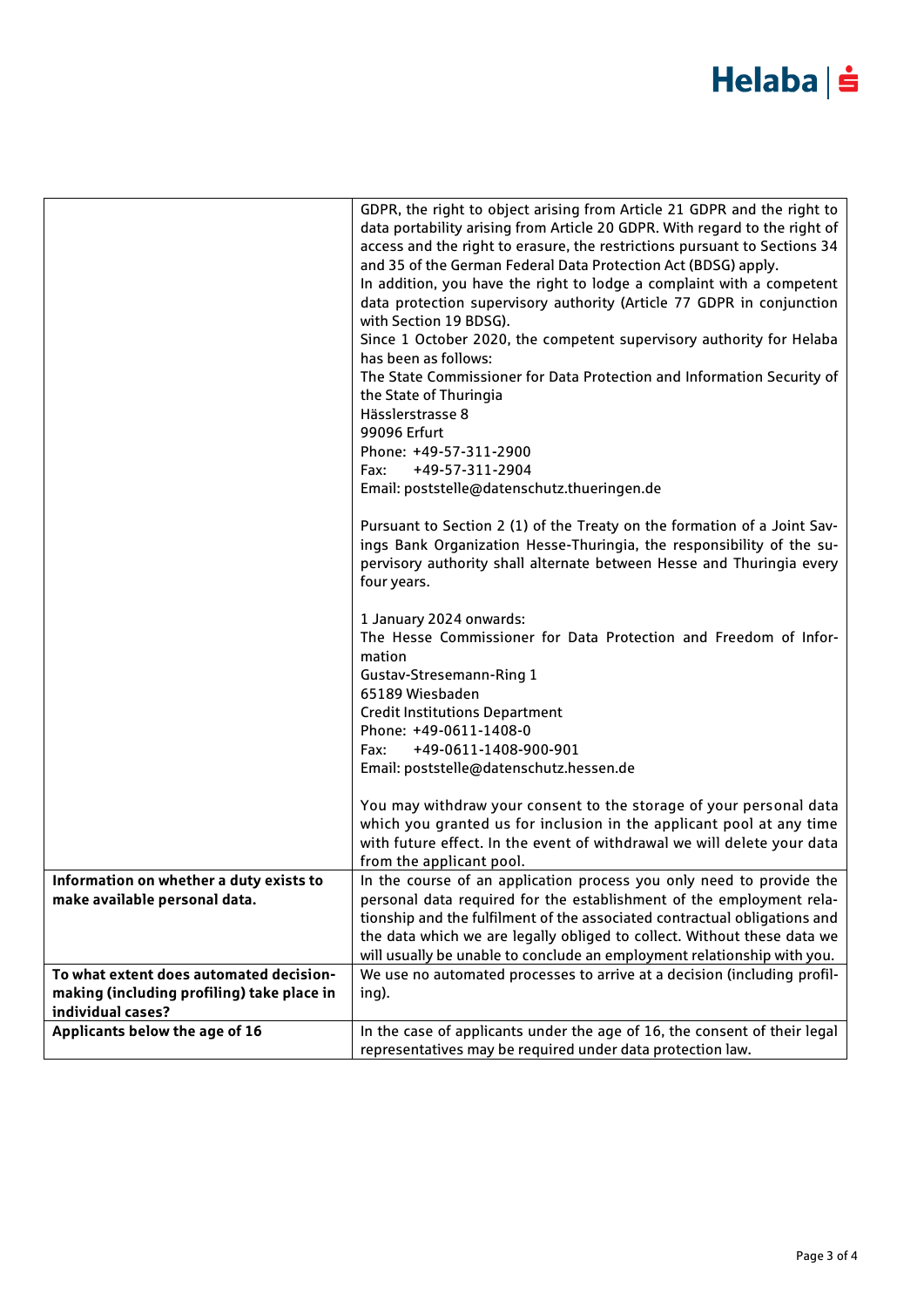| | |
|---|---|
| | GDPR, the right to object arising from Article 21 GDPR and the right to data portability arising from Article 20 GDPR. With regard to the right of access and the right to erasure, the restrictions pursuant to Sections 34 and 35 of the German Federal Data Protection Act (BDSG) apply.<br>In addition, you have the right to lodge a complaint with a competent data protection supervisory authority (Article 77 GDPR in conjunction with Section 19 BDSG).<br>Since 1 October 2020, the competent supervisory authority for Helaba has been as follows:<br>The State Commissioner for Data Protection and Information Security of the State of Thuringia<br>Hässlerstrasse 8<br>99096 Erfurt<br>Phone: +49-57-311-2900<br>Fax: +49-57-311-2904<br>Email: poststelle@datenschutz.thueringen.de<br><br>Pursuant to Section 2 (1) of the Treaty on the formation of a Joint Savings Bank Organization Hesse-Thuringia, the responsibility of the supervisory authority shall alternate between Hesse and Thuringia every four years.<br><br>1 January 2024 onwards:<br>The Hesse Commissioner for Data Protection and Freedom of Information<br>Gustav-Stresemann-Ring 1<br>65189 Wiesbaden<br>Credit Institutions Department<br>Phone: +49-0611-1408-0<br>Fax: +49-0611-1408-900-901<br>Email: poststelle@datenschutz.hessen.de<br><br>You may withdraw your consent to the storage of your personal data which you granted us for inclusion in the applicant pool at any time with future effect. In the event of withdrawal we will delete your data from the applicant pool. |
| **Information on whether a duty exists to make available personal data.** | In the course of an application process you only need to provide the personal data required for the establishment of the employment relationship and the fulfilment of the associated contractual obligations and the data which we are legally obliged to collect. Without these data we will usually be unable to conclude an employment relationship with you. |
| **To what extent does automated decision-making (including profiling) take place in individual cases?** | We use no automated processes to arrive at a decision (including profiling). |
| **Applicants below the age of 16** | In the case of applicants under the age of 16, the consent of their legal representatives may be required under data protection law. |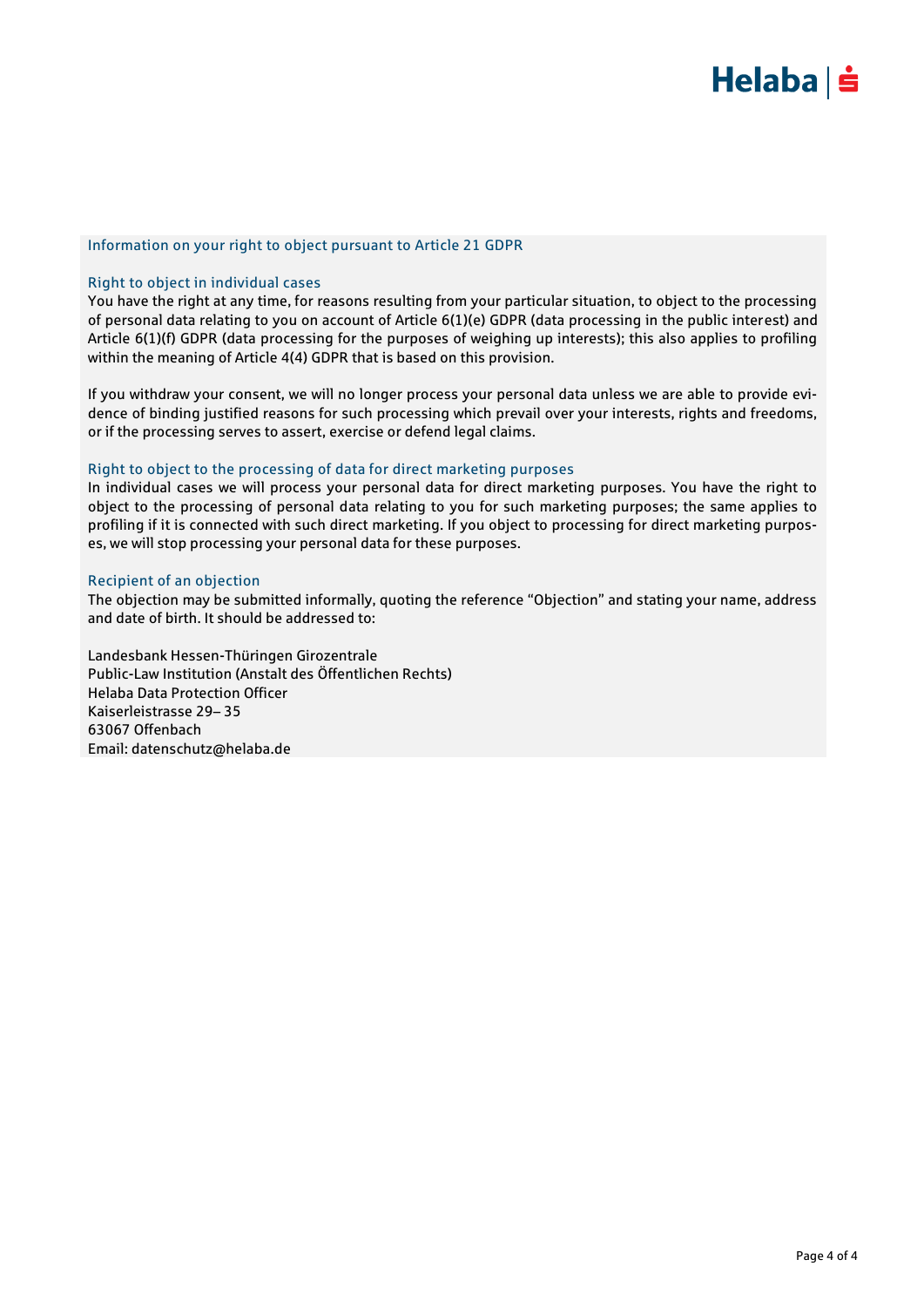## Information on your right to object pursuant to Article 21 GDPR

### Right to object in individual cases

You have the right at any time, for reasons resulting from your particular situation, to object to the processing of personal data relating to you on account of Article 6(1)(e) GDPR (data processing in the public interest) and Article 6(1)(f) GDPR (data processing for the purposes of weighing up interests); this also applies to profiling within the meaning of Article 4(4) GDPR that is based on this provision.

If you withdraw your consent, we will no longer process your personal data unless we are able to provide evidence of binding justified reasons for such processing which prevail over your interests, rights and freedoms, or if the processing serves to assert, exercise or defend legal claims.

### Right to object to the processing of data for direct marketing purposes

In individual cases we will process your personal data for direct marketing purposes. You have the right to object to the processing of personal data relating to you for such marketing purposes; the same applies to profiling if it is connected with such direct marketing. If you object to processing for direct marketing purposes, we will stop processing your personal data for these purposes.

### Recipient of an objection

The objection may be submitted informally, quoting the reference "Objection" and stating your name, address and date of birth. It should be addressed to:

Landesbank Hessen-Thüringen Girozentrale
Public-Law Institution (Anstalt des Öffentlichen Rechts)
Helaba Data Protection Officer
Kaiserleistrasse 29– 35
63067 Offenbach
Email: datenschutz@helaba.de